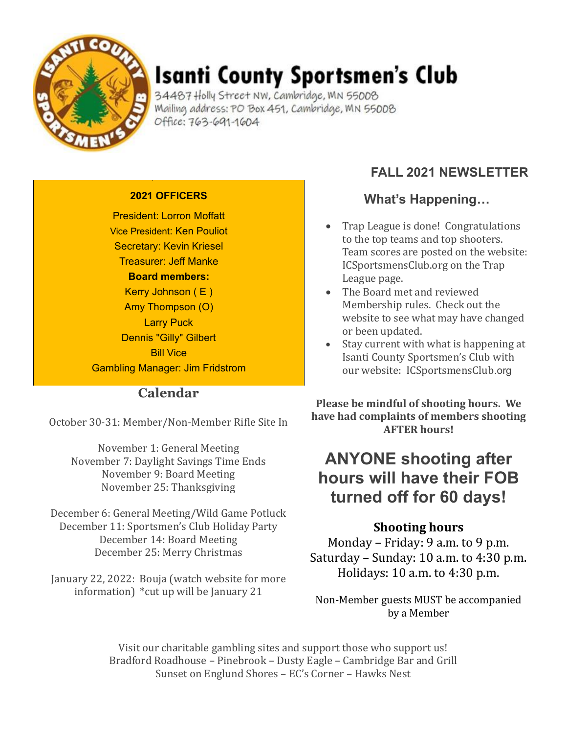# Isanti County Sportsmen's Club

34487 Holly Street NW, Cambridge, MN 55008
Mailing address: PO Box 451, Cambridge, MN 55008
Office: 763-691-1604

## FALL 2021 NEWSLETTER

**2021 OFFICERS**

President: Lorron Moffatt
Vice President: Ken Pouliot
Secretary: Kevin Kriesel
Treasurer: Jeff Manke

**Board members:**

Kerry Johnson ( E )
Amy Thompson (O)
Larry Puck
Dennis "Gilly" Gilbert
Bill Vice
Gambling Manager: Jim Fridstrom

## Calendar

October 30-31: Member/Non-Member Rifle Site In

November 1: General Meeting
November 7: Daylight Savings Time Ends
November 9: Board Meeting
November 25: Thanksgiving

December 6: General Meeting/Wild Game Potluck
December 11: Sportsmen's Club Holiday Party
December 14: Board Meeting
December 25: Merry Christmas

January 22, 2022: Bouja (watch website for more information) *cut up will be January 21

### What's Happening…

- Trap League is done! Congratulations to the top teams and top shooters. Team scores are posted on the website: ICSportsmensClub.org on the Trap League page.
- The Board met and reviewed Membership rules. Check out the website to see what may have changed or been updated.
- Stay current with what is happening at Isanti County Sportsmen's Club with our website: ICSportsmensClub.org

**Please be mindful of shooting hours. We have had complaints of members shooting AFTER hours!**

## ANYONE shooting after hours will have their FOB turned off for 60 days!

### Shooting hours

Monday – Friday: 9 a.m. to 9 p.m.
Saturday – Sunday: 10 a.m. to 4:30 p.m.
Holidays: 10 a.m. to 4:30 p.m.

Non-Member guests MUST be accompanied by a Member

Visit our charitable gambling sites and support those who support us!
Bradford Roadhouse – Pinebrook – Dusty Eagle – Cambridge Bar and Grill
Sunset on Englund Shores – EC's Corner – Hawks Nest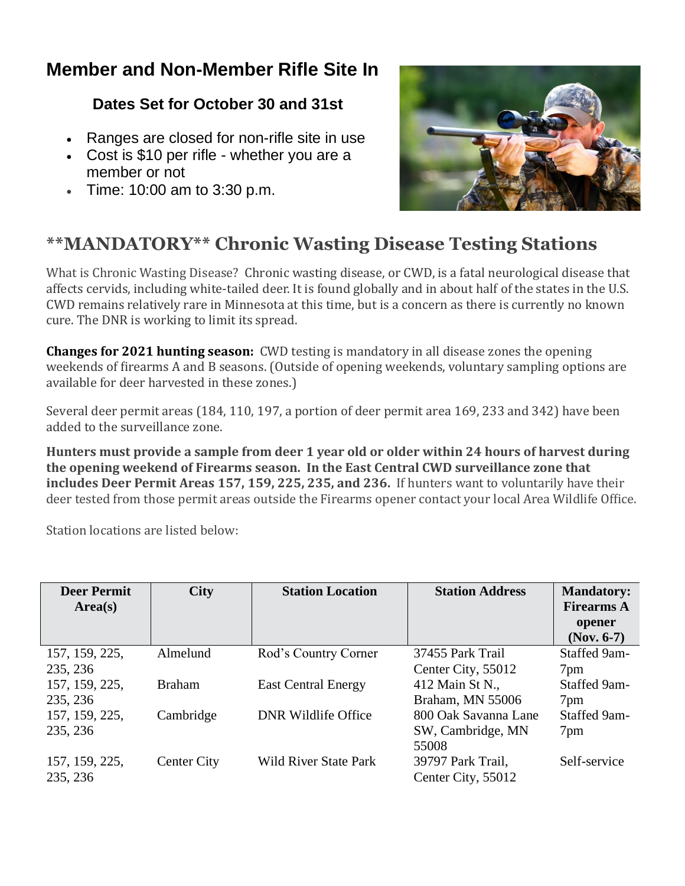## Member and Non-Member Rifle Site In

### Dates Set for October 30 and 31st

- Ranges are closed for non-rifle site in use
- Cost is $10 per rifle - whether you are a member or not
- Time: 10:00 am to 3:30 p.m.

## **MANDATORY** Chronic Wasting Disease Testing Stations

What is Chronic Wasting Disease? Chronic wasting disease, or CWD, is a fatal neurological disease that affects cervids, including white-tailed deer. It is found globally and in about half of the states in the U.S. CWD remains relatively rare in Minnesota at this time, but is a concern as there is currently no known cure. The DNR is working to limit its spread.

**Changes for 2021 hunting season:** CWD testing is mandatory in all disease zones the opening weekends of firearms A and B seasons. (Outside of opening weekends, voluntary sampling options are available for deer harvested in these zones.)

Several deer permit areas (184, 110, 197, a portion of deer permit area 169, 233 and 342) have been added to the surveillance zone.

**Hunters must provide a sample from deer 1 year old or older within 24 hours of harvest during the opening weekend of Firearms season. In the East Central CWD surveillance zone that includes Deer Permit Areas 157, 159, 225, 235, and 236.** If hunters want to voluntarily have their deer tested from those permit areas outside the Firearms opener contact your local Area Wildlife Office.

Station locations are listed below:

| Deer Permit Area(s) | City | Station Location | Station Address | Mandatory: Firearms A opener (Nov. 6-7) |
|---|---|---|---|---|
| 157, 159, 225, 235, 236 | Almelund | Rod's Country Corner | 37455 Park Trail Center City, 55012 | Staffed 9am-7pm |
| 157, 159, 225, 235, 236 | Braham | East Central Energy | 412 Main St N., Braham, MN 55006 | Staffed 9am-7pm |
| 157, 159, 225, 235, 236 | Cambridge | DNR Wildlife Office | 800 Oak Savanna Lane SW, Cambridge, MN 55008 | Staffed 9am-7pm |
| 157, 159, 225, 235, 236 | Center City | Wild River State Park | 39797 Park Trail, Center City, 55012 | Self-service |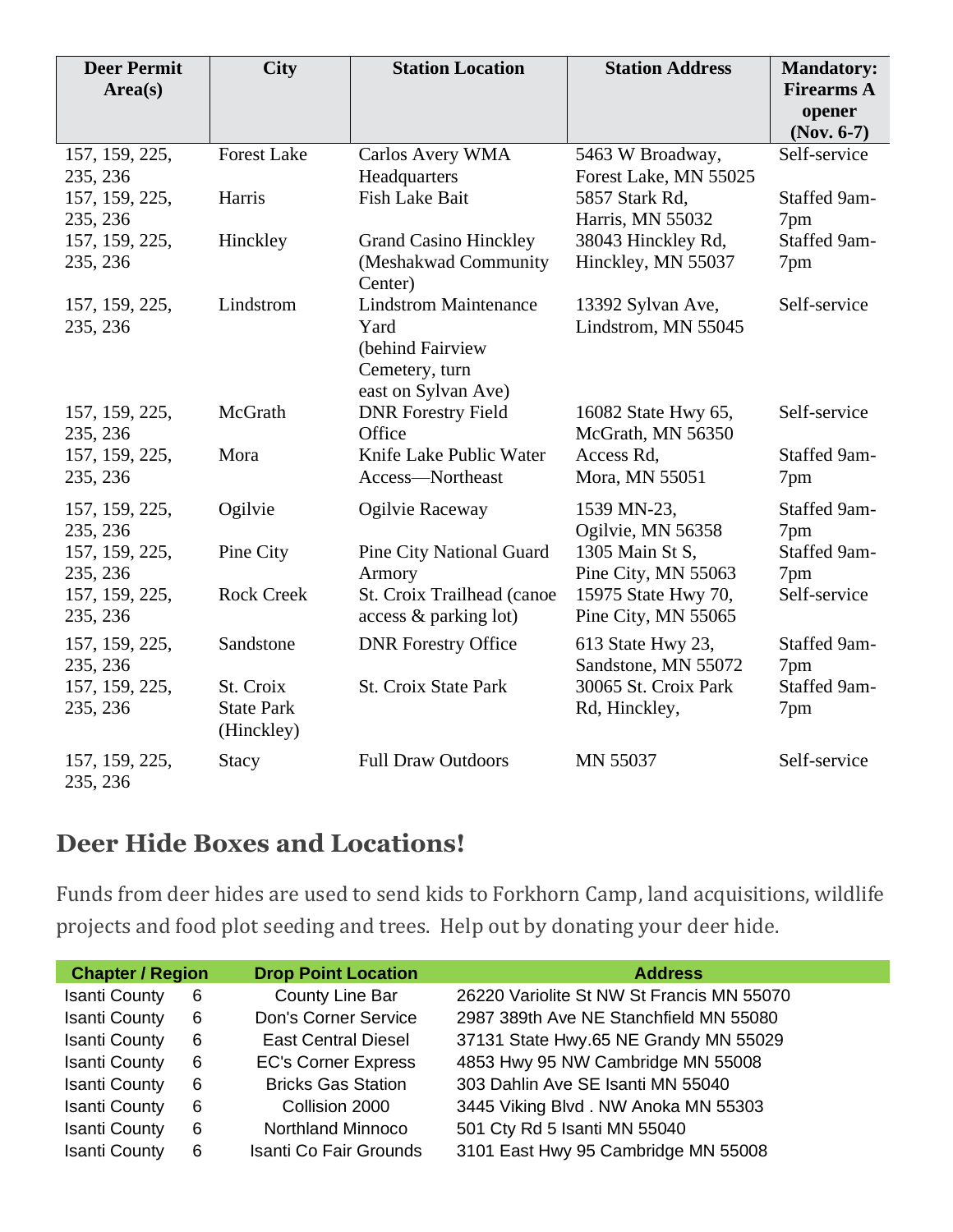| Deer Permit Area(s) | City | Station Location | Station Address | Mandatory: Firearms A opener (Nov. 6-7) |
|---|---|---|---|---|
| 157, 159, 225, 235, 236 | Forest Lake | Carlos Avery WMA Headquarters | 5463 W Broadway, Forest Lake, MN 55025 | Self-service |
| 157, 159, 225, 235, 236 | Harris | Fish Lake Bait | 5857 Stark Rd, Harris, MN 55032 | Staffed 9am-7pm |
| 157, 159, 225, 235, 236 | Hinckley | Grand Casino Hinckley (Meshakwad Community Center) | 38043 Hinckley Rd, Hinckley, MN 55037 | Staffed 9am-7pm |
| 157, 159, 225, 235, 236 | Lindstrom | Lindstrom Maintenance Yard (behind Fairview Cemetery, turn east on Sylvan Ave) | 13392 Sylvan Ave, Lindstrom, MN 55045 | Self-service |
| 157, 159, 225, 235, 236 | McGrath | DNR Forestry Field Office | 16082 State Hwy 65, McGrath, MN 56350 | Self-service |
| 157, 159, 225, 235, 236 | Mora | Knife Lake Public Water Access—Northeast | Access Rd, Mora, MN 55051 | Staffed 9am-7pm |
| 157, 159, 225, 235, 236 | Ogilvie | Ogilvie Raceway | 1539 MN-23, Ogilvie, MN 56358 | Staffed 9am-7pm |
| 157, 159, 225, 235, 236 | Pine City | Pine City National Guard Armory | 1305 Main St S, Pine City, MN 55063 | Staffed 9am-7pm |
| 157, 159, 225, 235, 236 | Rock Creek | St. Croix Trailhead (canoe access & parking lot) | 15975 State Hwy 70, Pine City, MN 55065 | Self-service |
| 157, 159, 225, 235, 236 | Sandstone | DNR Forestry Office | 613 State Hwy 23, Sandstone, MN 55072 | Staffed 9am-7pm |
| 157, 159, 225, 235, 236 | St. Croix State Park (Hinckley) | St. Croix State Park | 30065 St. Croix Park Rd, Hinckley, | Staffed 9am-7pm |
| 157, 159, 225, 235, 236 | Stacy | Full Draw Outdoors | MN 55037 | Self-service |

## Deer Hide Boxes and Locations!

Funds from deer hides are used to send kids to Forkhorn Camp, land acquisitions, wildlife projects and food plot seeding and trees. Help out by donating your deer hide.

| Chapter / Region | | Drop Point Location | Address |
|---|---|---|---|
| Isanti County | 6 | County Line Bar | 26220 Variolite St NW St Francis MN 55070 |
| Isanti County | 6 | Don's Corner Service | 2987 389th Ave NE Stanchfield MN 55080 |
| Isanti County | 6 | East Central Diesel | 37131 State Hwy.65 NE Grandy MN 55029 |
| Isanti County | 6 | EC's Corner Express | 4853 Hwy 95 NW Cambridge MN 55008 |
| Isanti County | 6 | Bricks Gas Station | 303 Dahlin Ave SE Isanti MN 55040 |
| Isanti County | 6 | Collision 2000 | 3445 Viking Blvd . NW Anoka MN 55303 |
| Isanti County | 6 | Northland Minnoco | 501 Cty Rd 5 Isanti MN 55040 |
| Isanti County | 6 | Isanti Co Fair Grounds | 3101 East Hwy 95 Cambridge MN 55008 |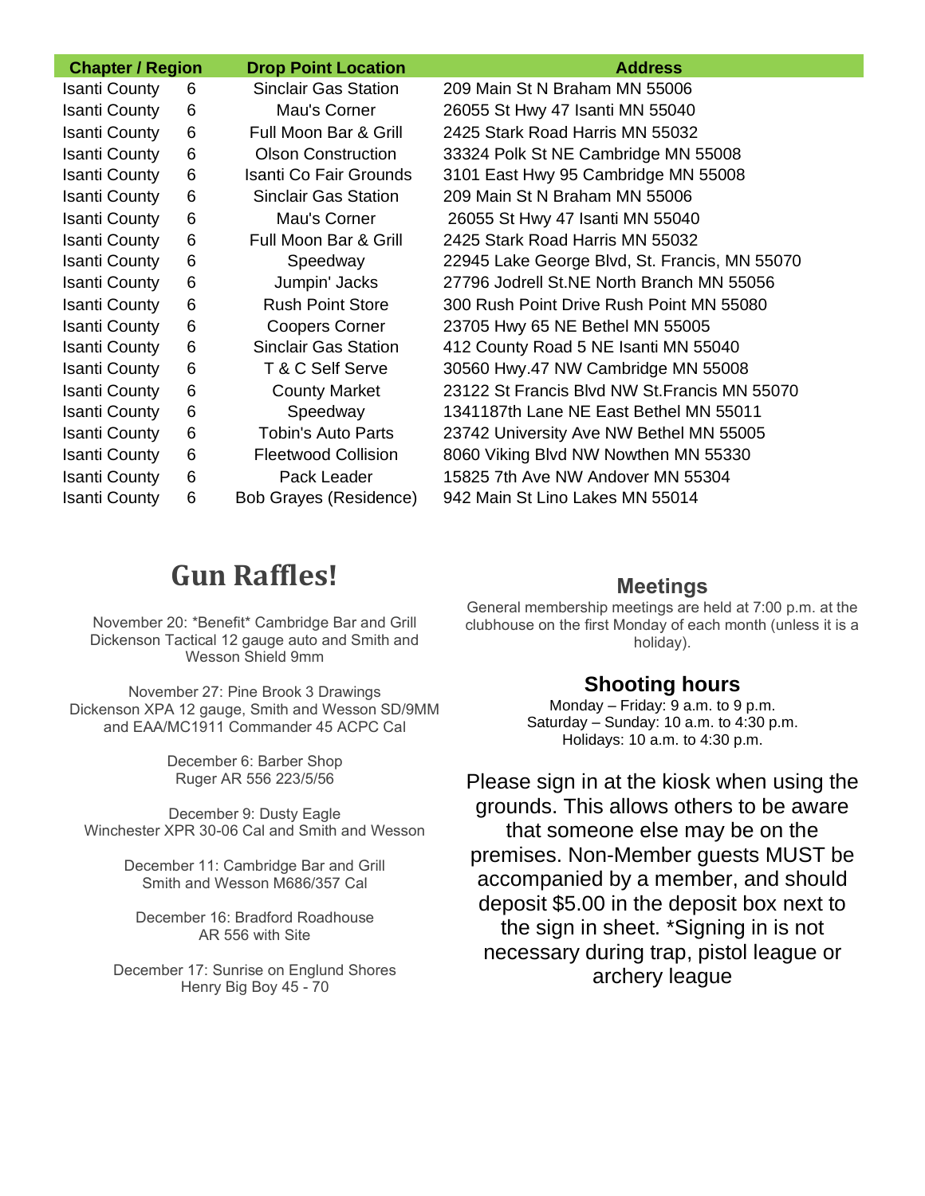| Chapter / Region | | Drop Point Location | Address |
|---|---|---|---|
| Isanti County | 6 | Sinclair Gas Station | 209 Main St N Braham MN 55006 |
| Isanti County | 6 | Mau's Corner | 26055 St Hwy 47 Isanti MN 55040 |
| Isanti County | 6 | Full Moon Bar & Grill | 2425 Stark Road Harris MN 55032 |
| Isanti County | 6 | Olson Construction | 33324 Polk St NE Cambridge MN 55008 |
| Isanti County | 6 | Isanti Co Fair Grounds | 3101 East Hwy 95 Cambridge MN 55008 |
| Isanti County | 6 | Sinclair Gas Station | 209 Main St N Braham MN 55006 |
| Isanti County | 6 | Mau's Corner | 26055 St Hwy 47 Isanti MN 55040 |
| Isanti County | 6 | Full Moon Bar & Grill | 2425 Stark Road Harris MN 55032 |
| Isanti County | 6 | Speedway | 22945 Lake George Blvd, St. Francis, MN 55070 |
| Isanti County | 6 | Jumpin' Jacks | 27796 Jodrell St.NE North Branch MN 55056 |
| Isanti County | 6 | Rush Point Store | 300 Rush Point Drive Rush Point MN 55080 |
| Isanti County | 6 | Coopers Corner | 23705 Hwy 65 NE Bethel MN 55005 |
| Isanti County | 6 | Sinclair Gas Station | 412 County Road 5 NE Isanti MN 55040 |
| Isanti County | 6 | T & C Self Serve | 30560 Hwy.47 NW Cambridge MN 55008 |
| Isanti County | 6 | County Market | 23122 St Francis Blvd NW St.Francis MN 55070 |
| Isanti County | 6 | Speedway | 1341187th Lane NE East Bethel MN 55011 |
| Isanti County | 6 | Tobin's Auto Parts | 23742 University Ave NW Bethel MN 55005 |
| Isanti County | 6 | Fleetwood Collision | 8060 Viking Blvd NW Nowthen MN 55330 |
| Isanti County | 6 | Pack Leader | 15825 7th Ave NW Andover MN 55304 |
| Isanti County | 6 | Bob Grayes (Residence) | 942 Main St Lino Lakes MN 55014 |

# Gun Raffles!

November 20: *Benefit* Cambridge Bar and Grill
Dickenson Tactical 12 gauge auto and Smith and Wesson Shield 9mm

November 27: Pine Brook 3 Drawings
Dickenson XPA 12 gauge, Smith and Wesson SD/9MM and EAA/MC1911 Commander 45 ACPC Cal

December 6: Barber Shop
Ruger AR 556 223/5/56

December 9: Dusty Eagle
Winchester XPR 30-06 Cal and Smith and Wesson

December 11: Cambridge Bar and Grill
Smith and Wesson M686/357 Cal

December 16: Bradford Roadhouse
AR 556 with Site

December 17: Sunrise on Englund Shores
Henry Big Boy 45 - 70

## Meetings

General membership meetings are held at 7:00 p.m. at the clubhouse on the first Monday of each month (unless it is a holiday).

## Shooting hours

Monday – Friday: 9 a.m. to 9 p.m.
Saturday – Sunday: 10 a.m. to 4:30 p.m.
Holidays: 10 a.m. to 4:30 p.m.

Please sign in at the kiosk when using the grounds. This allows others to be aware that someone else may be on the premises. Non-Member guests MUST be accompanied by a member, and should deposit $5.00 in the deposit box next to the sign in sheet. *Signing in is not necessary during trap, pistol league or archery league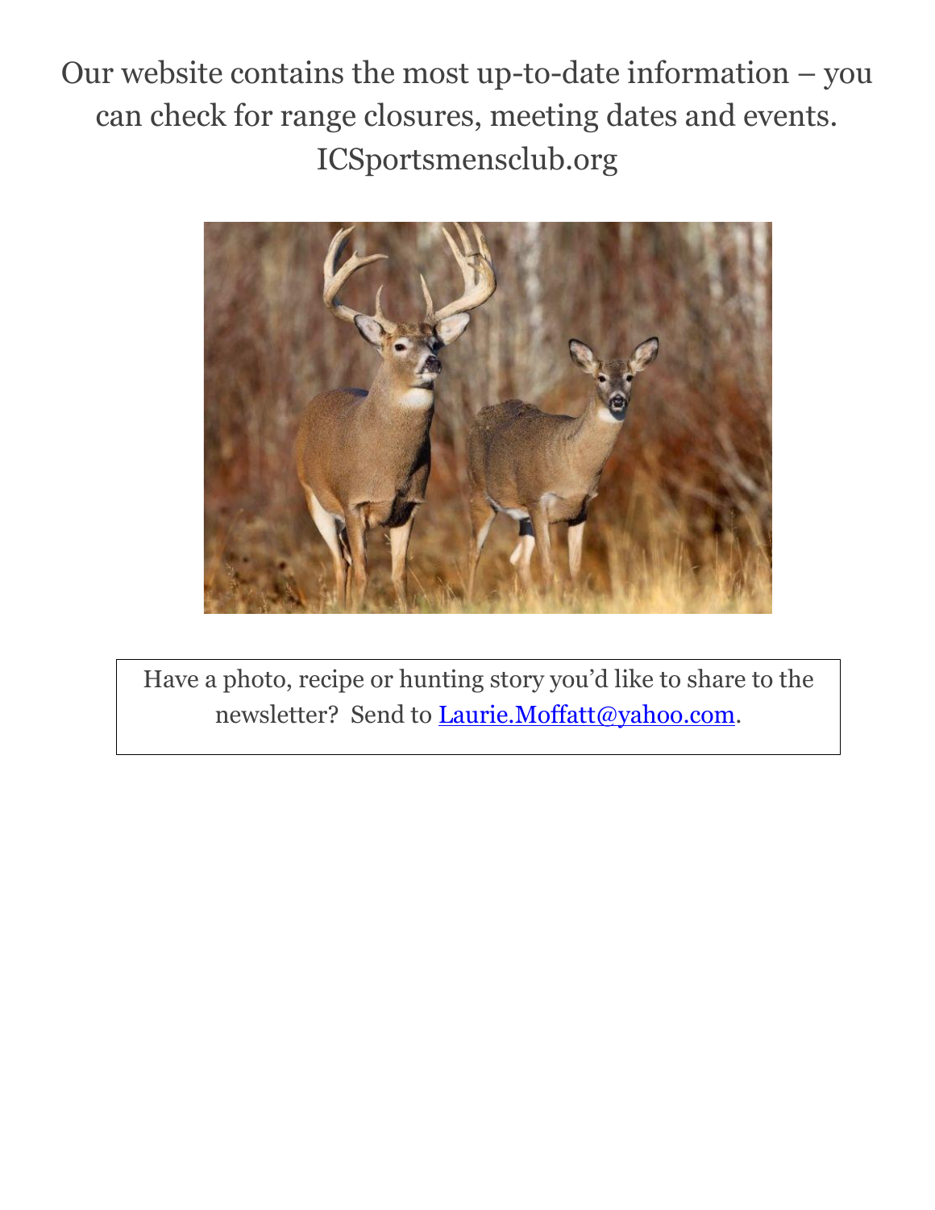Our website contains the most up-to-date information – you can check for range closures, meeting dates and events. ICSportsmensclub.org

Have a photo, recipe or hunting story you'd like to share to the newsletter? Send to Laurie.Moffatt@yahoo.com.